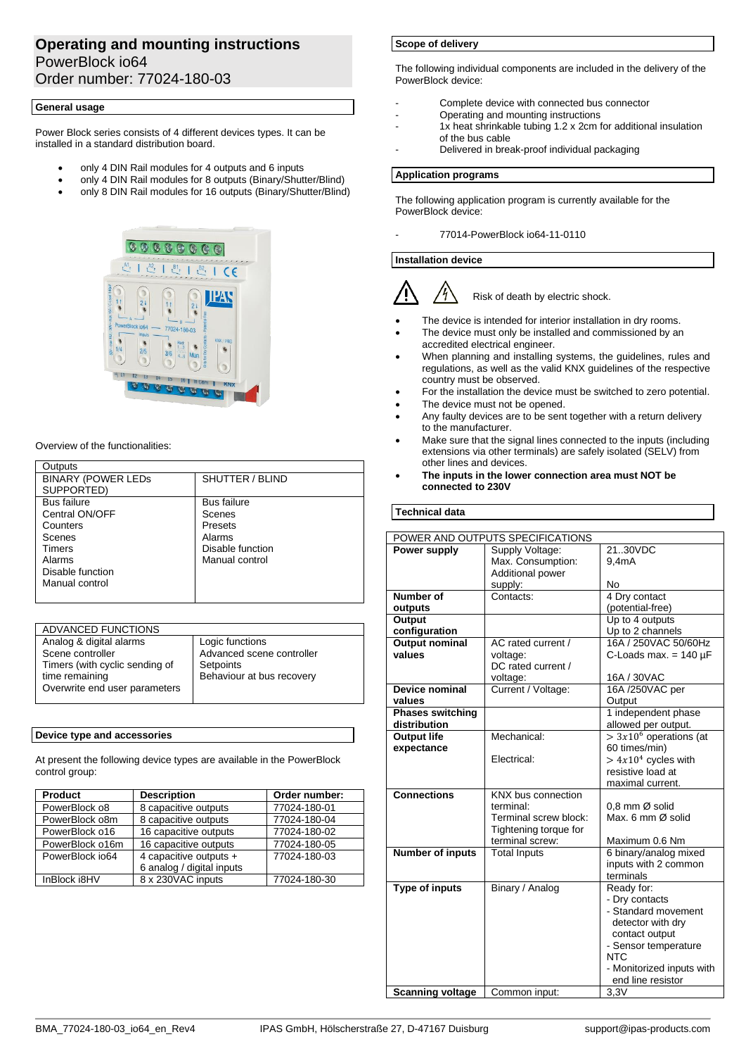# Operating and mounting instructions

PowerBlock io64

Order number: 77024-180-03

## General usage

Power Block series consists of 4 different devices types. It can be installed in a standard distribution board.

- only 4 DIN Rail modules for 4 outputs and 6 inputs
- only 4 DIN Rail modules for 8 outputs (Binary/Shutter/Blind)
- only 8 DIN Rail modules for 16 outputs (Binary/Shutter/Blind)

Overview of the functionalities:

| Outputs | |
|---|---|
| BINARY (POWER LEDs SUPPORTED) | SHUTTER / BLIND |
| Bus failure<br>Central ON/OFF<br>Counters<br>Scenes<br>Timers<br>Alarms<br>Disable function<br>Manual control | Bus failure<br>Scenes<br>Presets<br>Alarms<br>Disable function<br>Manual control |

| ADVANCED FUNCTIONS | |
|---|---|
| Analog & digital alarms<br>Scene controller<br>Timers (with cyclic sending of time remaining<br>Overwrite end user parameters | Logic functions<br>Advanced scene controller<br>Setpoints<br>Behaviour at bus recovery |

## Device type and accessories

At present the following device types are available in the PowerBlock control group:

| Product | Description | Order number: |
|---|---|---|
| PowerBlock o8 | 8 capacitive outputs | 77024-180-01 |
| PowerBlock o8m | 8 capacitive outputs | 77024-180-04 |
| PowerBlock o16 | 16 capacitive outputs | 77024-180-02 |
| PowerBlock o16m | 16 capacitive outputs | 77024-180-05 |
| PowerBlock io64 | 4 capacitive outputs + 6 analog / digital inputs | 77024-180-03 |
| InBlock i8HV | 8 x 230VAC inputs | 77024-180-30 |

## Scope of delivery

The following individual components are included in the delivery of the PowerBlock device:

- Complete device with connected bus connector
- Operating and mounting instructions
- 1x heat shrinkable tubing 1.2 x 2cm for additional insulation of the bus cable
- Delivered in break-proof individual packaging

## Application programs

The following application program is currently available for the PowerBlock device:

- 77014-PowerBlock io64-11-0110

## Installation device

Risk of death by electric shock.

- The device is intended for interior installation in dry rooms.
- The device must only be installed and commissioned by an accredited electrical engineer.
- When planning and installing systems, the guidelines, rules and regulations, as well as the valid KNX guidelines of the respective country must be observed.
- For the installation the device must be switched to zero potential.
- The device must not be opened.
- Any faulty devices are to be sent together with a return delivery to the manufacturer.
- Make sure that the signal lines connected to the inputs (including extensions via other terminals) are safely isolated (SELV) from other lines and devices.
- **The inputs in the lower connection area must NOT be connected to 230V**

## Technical data

| POWER AND OUTPUTS SPECIFICATIONS | | |
|---|---|---|
| **Power supply** | Supply Voltage:<br>Max. Consumption:<br>Additional power supply: | 21..30VDC<br>9,4mA<br><br>No |
| **Number of outputs** | Contacts: | 4 Dry contact (potential-free) |
| **Output configuration** | | Up to 4 outputs<br>Up to 2 channels |
| **Output nominal values** | AC rated current / voltage:<br>DC rated current / voltage: | 16A / 250VAC 50/60Hz<br>C-Loads max. = 140 µF<br>16A / 30VAC |
| **Device nominal values** | Current / Voltage: | 16A /250VAC per Output |
| **Phases switching distribution** | | 1 independent phase allowed per output. |
| **Output life expectance** | Mechanical:<br><br>Electrical: | $> 3x10^6$ operations (at 60 times/min)<br>$> 4x10^4$ cycles with resistive load at maximal current. |
| **Connections** | KNX bus connection terminal:<br>Terminal screw block:<br>Tightening torque for terminal screw: | <br>0,8 mm Ø solid<br>Max. 6 mm Ø solid<br><br>Maximum 0.6 Nm |
| **Number of inputs** | Total Inputs | 6 binary/analog mixed inputs with 2 common terminals |
| **Type of inputs** | Binary / Analog | Ready for:<br>- Dry contacts<br>- Standard movement detector with dry contact output<br>- Sensor temperature NTC<br>- Monitorized inputs with end line resistor |
| **Scanning voltage** | Common input: | 3,3V |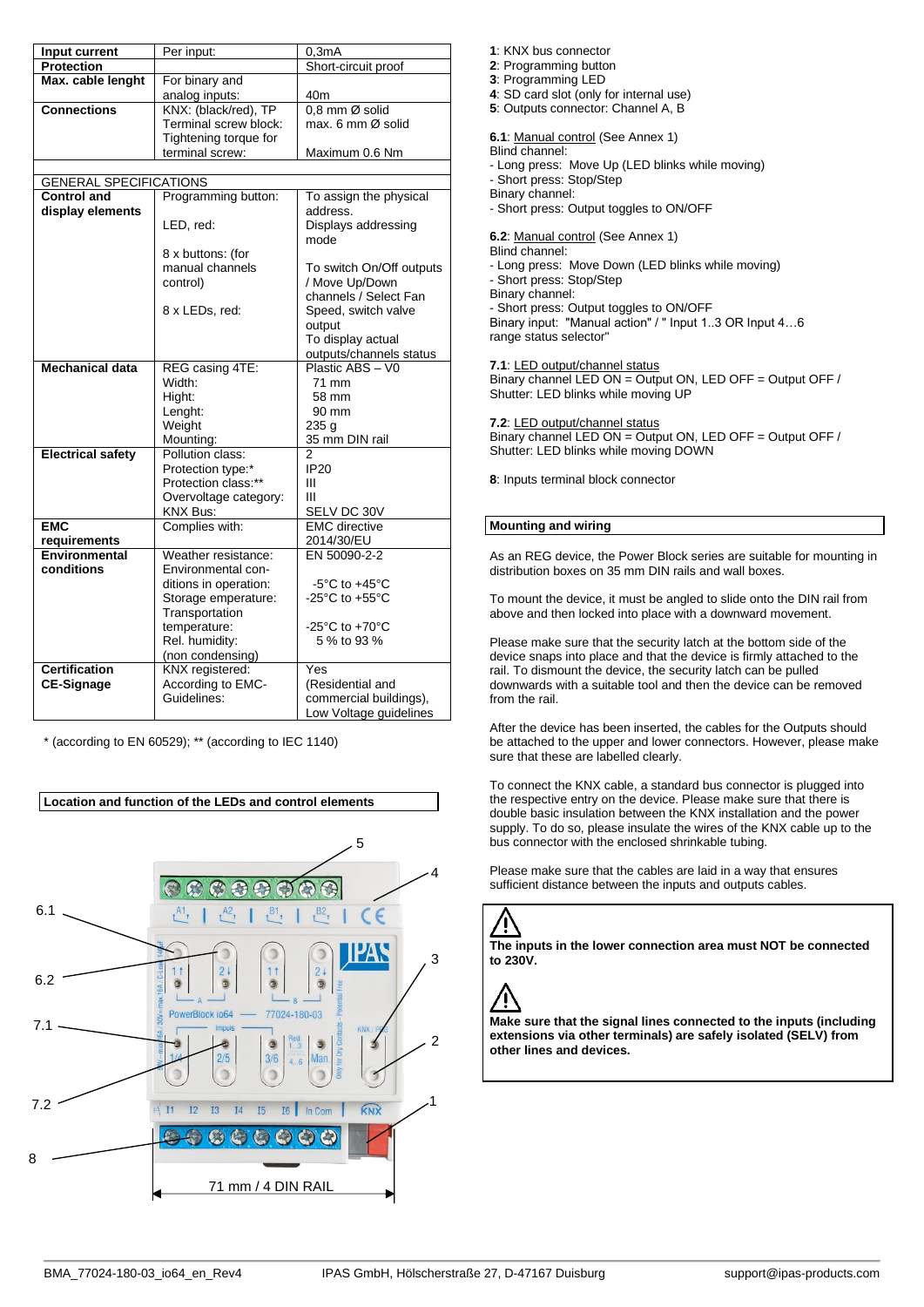| | | |
|---|---|---|
| **Input current** | Per input: | 0,3mA |
| **Protection** | | Short-circuit proof |
| **Max. cable lenght** | For binary and analog inputs: | 40m |
| **Connections** | KNX: (black/red), TP<br>Terminal screw block:<br>Tightening torque for terminal screw: | 0,8 mm Ø solid<br>max. 6 mm Ø solid<br>Maximum 0.6 Nm |
| | | |
| GENERAL SPECIFICATIONS | | |
| **Control and display elements** | Programming button:<br>LED, red:<br>8 x buttons: (for manual channels control)<br>8 x LEDs, red: | To assign the physical address.<br>Displays addressing mode<br>To switch On/Off outputs / Move Up/Down channels / Select Fan Speed, switch valve output<br>To display actual outputs/channels status |
| **Mechanical data** | REG casing 4TE:<br>Width:<br>Hight:<br>Lenght:<br>Weight<br>Mounting: | Plastic ABS – V0<br>71 mm<br>58 mm<br>90 mm<br>235 g<br>35 mm DIN rail |
| **Electrical safety** | Pollution class:<br>Protection type:*<br>Protection class:**<br>Overvoltage category:<br>KNX Bus: | 2<br>IP20<br>III<br>III<br>SELV DC 30V |
| **EMC requirements** | Complies with: | EMC directive 2014/30/EU |
| **Environmental conditions** | Weather resistance:<br>Environmental conditions in operation:<br>Storage emperature:<br>Transportation temperature:<br>Rel. humidity:<br>(non condensing) | EN 50090-2-2<br>-5°C to +45°C<br>-25°C to +55°C<br>-25°C to +70°C<br>5 % to 93 % |
| **Certification CE-Signage** | KNX registered:<br>According to EMC-Guidelines: | Yes<br>(Residential and commercial buildings), Low Voltage guidelines |

* (according to EN 60529); ** (according to IEC 1140)

## Location and function of the LEDs and control elements

6.1
6.2
7.1
7.2
8
5
4
3
2
1

71 mm / 4 DIN RAIL

**1**: KNX bus connector
**2**: Programming button
**3**: Programming LED
**4**: SD card slot (only for internal use)
**5**: Outputs connector: Channel A, B

**6.1**: Manual control (See Annex 1)
Blind channel:
- Long press: Move Up (LED blinks while moving)
- Short press: Stop/Step
Binary channel:
- Short press: Output toggles to ON/OFF

**6.2**: Manual control (See Annex 1)
Blind channel:
- Long press: Move Down (LED blinks while moving)
- Short press: Stop/Step
Binary channel:
- Short press: Output toggles to ON/OFF
Binary input: "Manual action" / " Input 1..3 OR Input 4…6 range status selector"

**7.1**: LED output/channel status
Binary channel LED ON = Output ON, LED OFF = Output OFF / Shutter: LED blinks while moving UP

**7.2**: LED output/channel status
Binary channel LED ON = Output ON, LED OFF = Output OFF / Shutter: LED blinks while moving DOWN

**8**: Inputs terminal block connector

## Mounting and wiring

As an REG device, the Power Block series are suitable for mounting in distribution boxes on 35 mm DIN rails and wall boxes.

To mount the device, it must be angled to slide onto the DIN rail from above and then locked into place with a downward movement.

Please make sure that the security latch at the bottom side of the device snaps into place and that the device is firmly attached to the rail. To dismount the device, the security latch can be pulled downwards with a suitable tool and then the device can be removed from the rail.

After the device has been inserted, the cables for the Outputs should be attached to the upper and lower connectors. However, please make sure that these are labelled clearly.

To connect the KNX cable, a standard bus connector is plugged into the respective entry on the device. Please make sure that there is double basic insulation between the KNX installation and the power supply. To do so, please insulate the wires of the KNX cable up to the bus connector with the enclosed shrinkable tubing.

Please make sure that the cables are laid in a way that ensures sufficient distance between the inputs and outputs cables.

⚠
**The inputs in the lower connection area must NOT be connected to 230V.**

⚠
**Make sure that the signal lines connected to the inputs (including extensions via other terminals) are safely isolated (SELV) from other lines and devices.**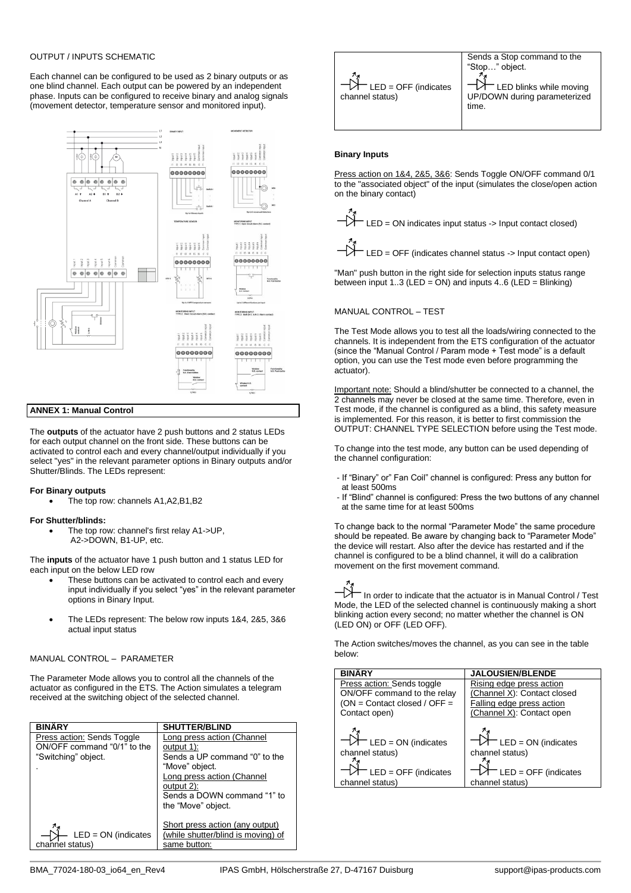OUTPUT / INPUTS SCHEMATIC

Each channel can be configured to be used as 2 binary outputs or as one blind channel. Each output can be powered by an independent phase. Inputs can be configured to receive binary and analog signals (movement detector, temperature sensor and monitored input).

## ANNEX 1: Manual Control

The **outputs** of the actuator have 2 push buttons and 2 status LEDs for each output channel on the front side. These buttons can be activated to control each and every channel/output individually if you select "yes" in the relevant parameter options in Binary outputs and/or Shutter/Blinds. The LEDs represent:

**For Binary outputs**

- The top row: channels A1,A2,B1,B2

**For Shutter/blinds:**

- The top row: channel's first relay A1->UP, A2->DOWN, B1-UP, etc.

The **inputs** of the actuator have 1 push button and 1 status LED for each input on the below LED row

- These buttons can be activated to control each and every input individually if you select "yes" in the relevant parameter options in Binary Input.
- The LEDs represent: The below row inputs 1&4, 2&5, 3&6 actual input status

MANUAL CONTROL – PARAMETER

The Parameter Mode allows you to control all the channels of the actuator as configured in the ETS. The Action simulates a telegram received at the switching object of the selected channel.

| BINÄRY | SHUTTER/BLIND |
|---|---|
| Press action: Sends Toggle ON/OFF command "0/1" to the "Switching" object. . | Long press action (Channel output 1): Sends a UP command "0" to the "Move" object. Long press action (Channel output 2): Sends a DOWN command "1" to the "Move" object. Short press action (any output) (while shutter/blind is moving) of same button: Sends a Stop command to the "Stop…" object. |
| LED = ON (indicates channel status) LED = OFF (indicates channel status) | LED blinks while moving UP/DOWN during parameterized time. |

**Binary Inputs**

Press action on 1&4, 2&5, 3&6: Sends Toggle ON/OFF command 0/1 to the "associated object" of the input (simulates the close/open action on the binary contact)

LED = ON indicates input status -> Input contact closed)

LED = OFF (indicates channel status -> Input contact open)

"Man" push button in the right side for selection inputs status range between input 1..3 (LED = ON) and inputs 4..6 (LED = Blinking)

MANUAL CONTROL – TEST

The Test Mode allows you to test all the loads/wiring connected to the channels. It is independent from the ETS configuration of the actuator (since the "Manual Control / Param mode + Test mode" is a default option, you can use the Test mode even before programming the actuator).

Important note: Should a blind/shutter be connected to a channel, the 2 channels may never be closed at the same time. Therefore, even in Test mode, if the channel is configured as a blind, this safety measure is implemented. For this reason, it is better to first commission the OUTPUT: CHANNEL TYPE SELECTION before using the Test mode.

To change into the test mode, any button can be used depending of the channel configuration:

- If "Binary" or" Fan Coil" channel is configured: Press any button for at least 500ms
- If "Blind" channel is configured: Press the two buttons of any channel at the same time for at least 500ms

To change back to the normal "Parameter Mode" the same procedure should be repeated. Be aware by changing back to "Parameter Mode" the device will restart. Also after the device has restarted and if the channel is configured to be a blind channel, it will do a calibration movement on the first movement command.

In order to indicate that the actuator is in Manual Control / Test Mode, the LED of the selected channel is continuously making a short blinking action every second; no matter whether the channel is ON (LED ON) or OFF (LED OFF).

The Action switches/moves the channel, as you can see in the table below:

| BINÄRY | JALOUSIEN/BLENDE |
|---|---|
| Press action: Sends toggle ON/OFF command to the relay (ON = Contact closed / OFF = Contact open) | Rising edge press action (Channel X): Contact closed Falling edge press action (Channel X): Contact open |
| LED = ON (indicates channel status) LED = OFF (indicates channel status) | LED = ON (indicates channel status) LED = OFF (indicates channel status) |